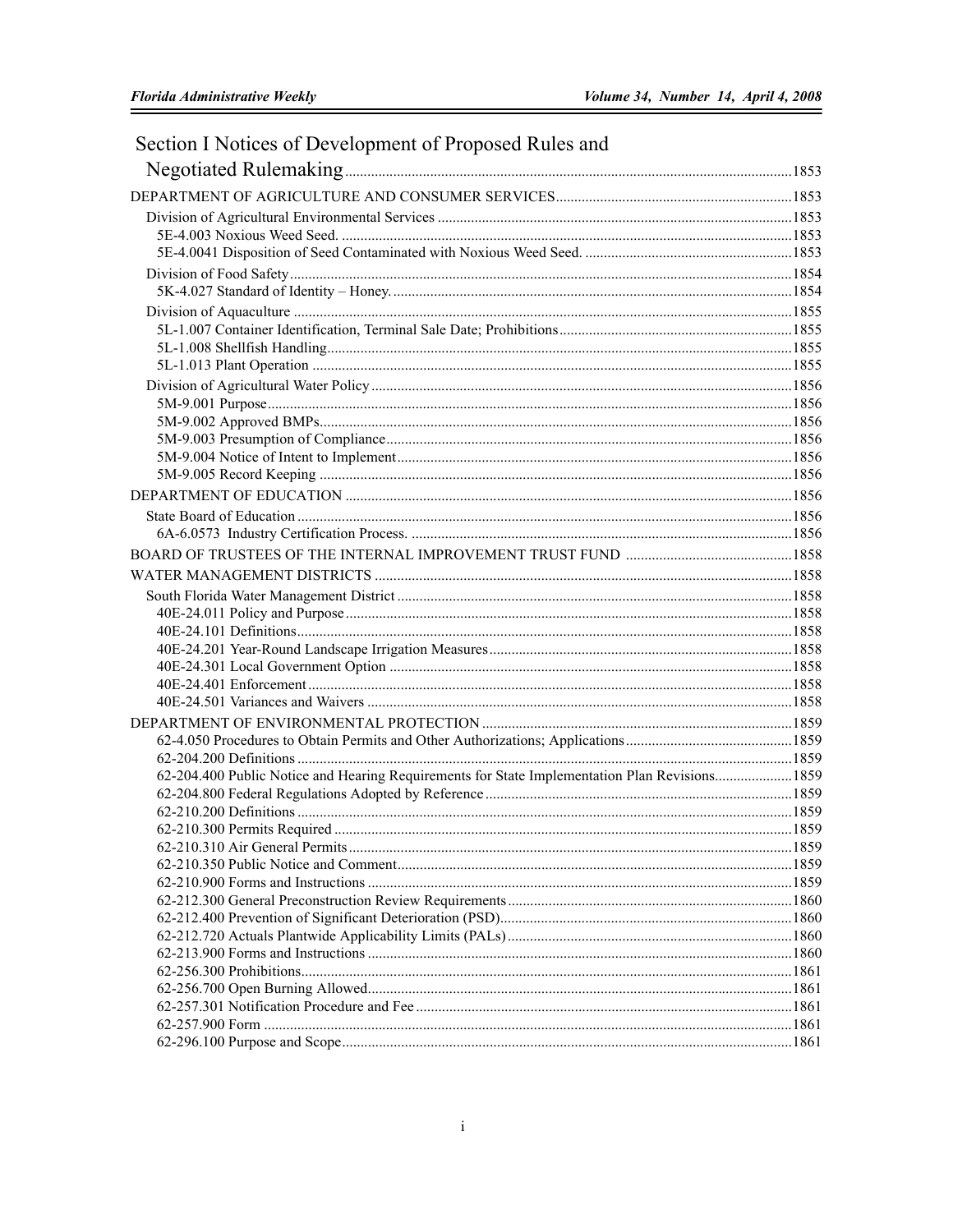# Section I Notices of Development of Proposed Rules and Negotiated Rulemaking ..... 1853

DEPARTMENT OF AGRICULTURE AND CONSUMER SERVICES ..... 1853

- Division of Agricultural Environmental Services ..... 1853
  - 5E-4.003 Noxious Weed Seed. ..... 1853
  - 5E-4.0041 Disposition of Seed Contaminated with Noxious Weed Seed. ..... 1853
- Division of Food Safety ..... 1854
  - 5K-4.027 Standard of Identity – Honey. ..... 1854
- Division of Aquaculture ..... 1855
  - 5L-1.007 Container Identification, Terminal Sale Date; Prohibitions ..... 1855
  - 5L-1.008 Shellfish Handling ..... 1855
  - 5L-1.013 Plant Operation ..... 1855
- Division of Agricultural Water Policy ..... 1856
  - 5M-9.001 Purpose ..... 1856
  - 5M-9.002 Approved BMPs ..... 1856
  - 5M-9.003 Presumption of Compliance ..... 1856
  - 5M-9.004 Notice of Intent to Implement ..... 1856
  - 5M-9.005 Record Keeping ..... 1856

DEPARTMENT OF EDUCATION ..... 1856

- State Board of Education ..... 1856
  - 6A-6.0573 Industry Certification Process. ..... 1856

BOARD OF TRUSTEES OF THE INTERNAL IMPROVEMENT TRUST FUND ..... 1858

WATER MANAGEMENT DISTRICTS ..... 1858

- South Florida Water Management District ..... 1858
  - 40E-24.011 Policy and Purpose ..... 1858
  - 40E-24.101 Definitions ..... 1858
  - 40E-24.201 Year-Round Landscape Irrigation Measures ..... 1858
  - 40E-24.301 Local Government Option ..... 1858
  - 40E-24.401 Enforcement ..... 1858
  - 40E-24.501 Variances and Waivers ..... 1858

DEPARTMENT OF ENVIRONMENTAL PROTECTION ..... 1859

- 62-4.050 Procedures to Obtain Permits and Other Authorizations; Applications ..... 1859
- 62-204.200 Definitions ..... 1859
- 62-204.400 Public Notice and Hearing Requirements for State Implementation Plan Revisions ..... 1859
- 62-204.800 Federal Regulations Adopted by Reference ..... 1859
- 62-210.200 Definitions ..... 1859
- 62-210.300 Permits Required ..... 1859
- 62-210.310 Air General Permits ..... 1859
- 62-210.350 Public Notice and Comment ..... 1859
- 62-210.900 Forms and Instructions ..... 1859
- 62-212.300 General Preconstruction Review Requirements ..... 1860
- 62-212.400 Prevention of Significant Deterioration (PSD) ..... 1860
- 62-212.720 Actuals Plantwide Applicability Limits (PALs) ..... 1860
- 62-213.900 Forms and Instructions ..... 1860
- 62-256.300 Prohibitions ..... 1861
- 62-256.700 Open Burning Allowed ..... 1861
- 62-257.301 Notification Procedure and Fee ..... 1861
- 62-257.900 Form ..... 1861
- 62-296.100 Purpose and Scope ..... 1861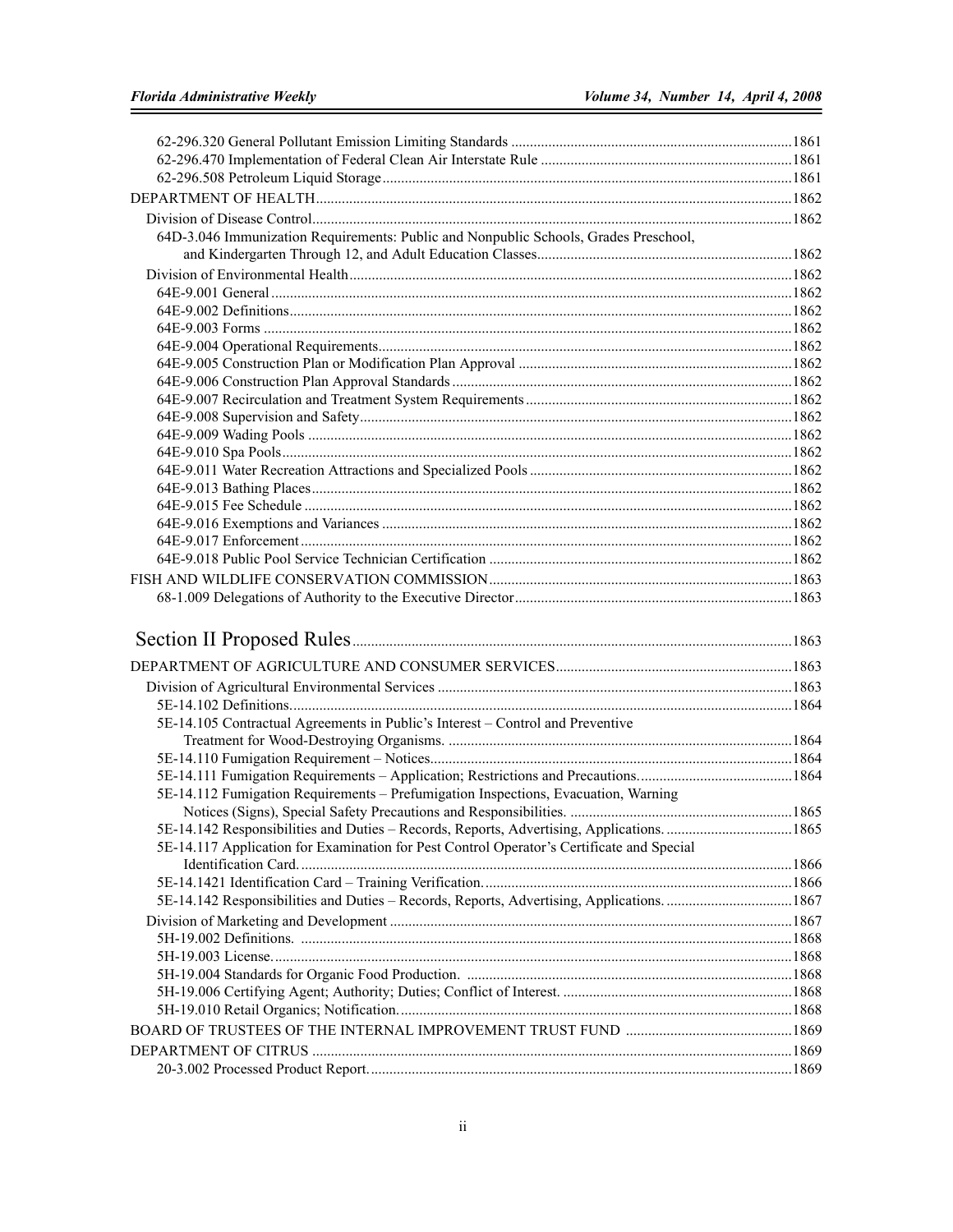62-296.320 General Pollutant Emission Limiting Standards ..........1861
62-296.470 Implementation of Federal Clean Air Interstate Rule ..........1861
62-296.508 Petroleum Liquid Storage ..........1861

DEPARTMENT OF HEALTH ..........1862

Division of Disease Control ..........1862

64D-3.046 Immunization Requirements: Public and Nonpublic Schools, Grades Preschool, and Kindergarten Through 12, and Adult Education Classes ..........1862

Division of Environmental Health ..........1862

64E-9.001 General ..........1862
64E-9.002 Definitions ..........1862
64E-9.003 Forms ..........1862
64E-9.004 Operational Requirements ..........1862
64E-9.005 Construction Plan or Modification Plan Approval ..........1862
64E-9.006 Construction Plan Approval Standards ..........1862
64E-9.007 Recirculation and Treatment System Requirements ..........1862
64E-9.008 Supervision and Safety ..........1862
64E-9.009 Wading Pools ..........1862
64E-9.010 Spa Pools ..........1862
64E-9.011 Water Recreation Attractions and Specialized Pools ..........1862
64E-9.013 Bathing Places ..........1862
64E-9.015 Fee Schedule ..........1862
64E-9.016 Exemptions and Variances ..........1862
64E-9.017 Enforcement ..........1862
64E-9.018 Public Pool Service Technician Certification ..........1862

FISH AND WILDLIFE CONSERVATION COMMISSION ..........1863

68-1.009 Delegations of Authority to the Executive Director ..........1863

# Section II Proposed Rules ..........1863

DEPARTMENT OF AGRICULTURE AND CONSUMER SERVICES ..........1863

Division of Agricultural Environmental Services ..........1863

5E-14.102 Definitions. ..........1864
5E-14.105 Contractual Agreements in Public's Interest – Control and Preventive Treatment for Wood-Destroying Organisms. ..........1864
5E-14.110 Fumigation Requirement – Notices. ..........1864
5E-14.111 Fumigation Requirements – Application; Restrictions and Precautions. ..........1864
5E-14.112 Fumigation Requirements – Prefumigation Inspections, Evacuation, Warning Notices (Signs), Special Safety Precautions and Responsibilities. ..........1865
5E-14.142 Responsibilities and Duties – Records, Reports, Advertising, Applications. ..........1865
5E-14.117 Application for Examination for Pest Control Operator's Certificate and Special Identification Card. ..........1866
5E-14.1421 Identification Card – Training Verification. ..........1866
5E-14.142 Responsibilities and Duties – Records, Reports, Advertising, Applications. ..........1867

Division of Marketing and Development ..........1867

5H-19.002 Definitions. ..........1868
5H-19.003 License. ..........1868
5H-19.004 Standards for Organic Food Production. ..........1868
5H-19.006 Certifying Agent; Authority; Duties; Conflict of Interest. ..........1868
5H-19.010 Retail Organics; Notification. ..........1868

BOARD OF TRUSTEES OF THE INTERNAL IMPROVEMENT TRUST FUND ..........1869

DEPARTMENT OF CITRUS ..........1869

20-3.002 Processed Product Report. ..........1869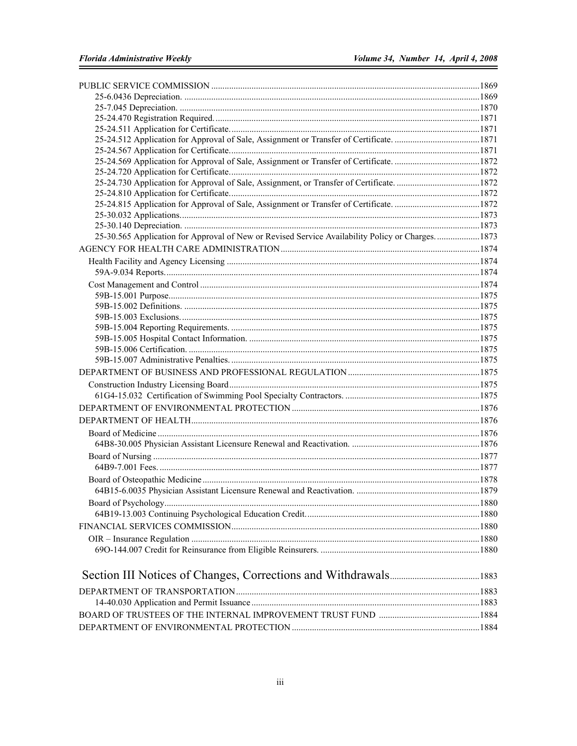PUBLIC SERVICE COMMISSION ....................................................................................................................1869
25-6.0436 Depreciation. ....................................................................................................................1869
25-7.045 Depreciation. ....................................................................................................................1870
25-24.470 Registration Required. ....................................................................................................................1871
25-24.511 Application for Certificate. ....................................................................................................................1871
25-24.512 Application for Approval of Sale, Assignment or Transfer of Certificate. ....................................1871
25-24.567 Application for Certificate. ....................................................................................................................1871
25-24.569 Application for Approval of Sale, Assignment or Transfer of Certificate. ....................................1872
25-24.720 Application for Certificate. ....................................................................................................................1872
25-24.730 Application for Approval of Sale, Assignment, or Transfer of Certificate. ....................................1872
25-24.810 Application for Certificate. ....................................................................................................................1872
25-24.815 Application for Approval of Sale, Assignment or Transfer of Certificate. ....................................1872
25-30.032 Applications. ....................................................................................................................1873
25-30.140 Depreciation. ....................................................................................................................1873
25-30.565 Application for Approval of New or Revised Service Availability Policy or Charges. ..................1873

AGENCY FOR HEALTH CARE ADMINISTRATION ....................................................................................................................1874
Health Facility and Agency Licensing ....................................................................................................................1874
59A-9.034 Reports. ....................................................................................................................1874
Cost Management and Control ....................................................................................................................1874
59B-15.001 Purpose. ....................................................................................................................1875
59B-15.002 Definitions. ....................................................................................................................1875
59B-15.003 Exclusions. ....................................................................................................................1875
59B-15.004 Reporting Requirements. ....................................................................................................................1875
59B-15.005 Hospital Contact Information. ....................................................................................................................1875
59B-15.006 Certification. ....................................................................................................................1875
59B-15.007 Administrative Penalties. ....................................................................................................................1875

DEPARTMENT OF BUSINESS AND PROFESSIONAL REGULATION ....................................................................................................................1875
Construction Industry Licensing Board ....................................................................................................................1875
61G4-15.032 Certification of Swimming Pool Specialty Contractors. ....................................................................................................................1875

DEPARTMENT OF ENVIRONMENTAL PROTECTION ....................................................................................................................1876

DEPARTMENT OF HEALTH ....................................................................................................................1876
Board of Medicine ....................................................................................................................1876
64B8-30.005 Physician Assistant Licensure Renewal and Reactivation. ....................................................................................................................1876
Board of Nursing ....................................................................................................................1877
64B9-7.001 Fees. ....................................................................................................................1877
Board of Osteopathic Medicine ....................................................................................................................1878
64B15-6.0035 Physician Assistant Licensure Renewal and Reactivation. ....................................................................................................................1879
Board of Psychology ....................................................................................................................1880
64B19-13.003 Continuing Psychological Education Credit. ....................................................................................................................1880

FINANCIAL SERVICES COMMISSION ....................................................................................................................1880
OIR – Insurance Regulation ....................................................................................................................1880
69O-144.007 Credit for Reinsurance from Eligible Reinsurers. ....................................................................................................................1880

# Section III Notices of Changes, Corrections and Withdrawals ....................................1883

DEPARTMENT OF TRANSPORTATION ....................................................................................................................1883
14-40.030 Application and Permit Issuance ....................................................................................................................1883

BOARD OF TRUSTEES OF THE INTERNAL IMPROVEMENT TRUST FUND ....................................................................................................................1884

DEPARTMENT OF ENVIRONMENTAL PROTECTION ....................................................................................................................1884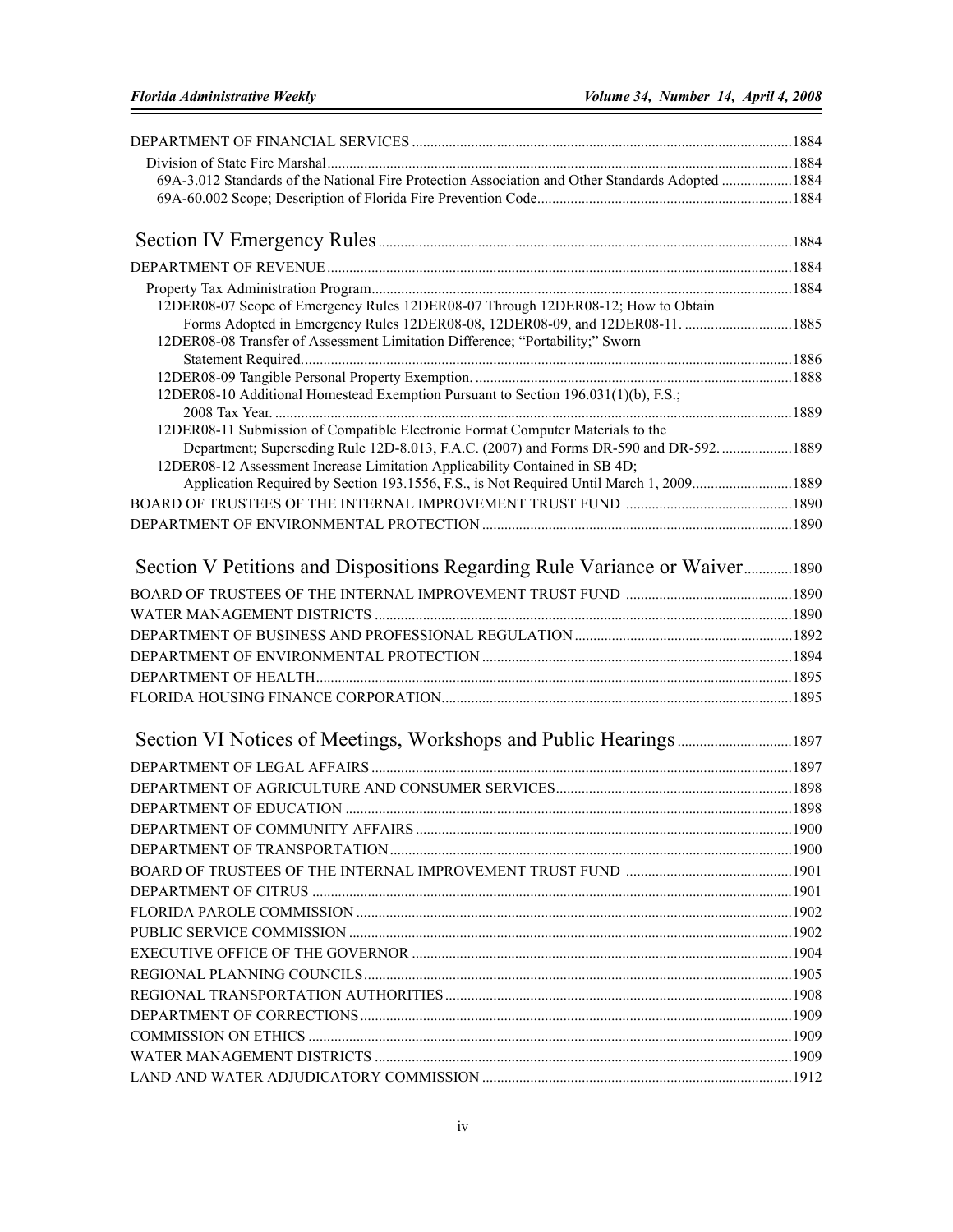DEPARTMENT OF FINANCIAL SERVICES ..... 1884

Division of State Fire Marshal ..... 1884

69A-3.012 Standards of the National Fire Protection Association and Other Standards Adopted ..... 1884

69A-60.002 Scope; Description of Florida Fire Prevention Code ..... 1884

## Section IV Emergency Rules ..... 1884

DEPARTMENT OF REVENUE ..... 1884

Property Tax Administration Program ..... 1884

12DER08-07 Scope of Emergency Rules 12DER08-07 Through 12DER08-12; How to Obtain Forms Adopted in Emergency Rules 12DER08-08, 12DER08-09, and 12DER08-11. ..... 1885

12DER08-08 Transfer of Assessment Limitation Difference; "Portability;" Sworn Statement Required. ..... 1886

12DER08-09 Tangible Personal Property Exemption. ..... 1888

12DER08-10 Additional Homestead Exemption Pursuant to Section 196.031(1)(b), F.S.; 2008 Tax Year. ..... 1889

12DER08-11 Submission of Compatible Electronic Format Computer Materials to the Department; Superseding Rule 12D-8.013, F.A.C. (2007) and Forms DR-590 and DR-592. ..... 1889

12DER08-12 Assessment Increase Limitation Applicability Contained in SB 4D; Application Required by Section 193.1556, F.S., is Not Required Until March 1, 2009 ..... 1889

BOARD OF TRUSTEES OF THE INTERNAL IMPROVEMENT TRUST FUND ..... 1890

DEPARTMENT OF ENVIRONMENTAL PROTECTION ..... 1890

## Section V Petitions and Dispositions Regarding Rule Variance or Waiver ..... 1890

BOARD OF TRUSTEES OF THE INTERNAL IMPROVEMENT TRUST FUND ..... 1890

WATER MANAGEMENT DISTRICTS ..... 1890

DEPARTMENT OF BUSINESS AND PROFESSIONAL REGULATION ..... 1892

DEPARTMENT OF ENVIRONMENTAL PROTECTION ..... 1894

DEPARTMENT OF HEALTH ..... 1895

FLORIDA HOUSING FINANCE CORPORATION ..... 1895

## Section VI Notices of Meetings, Workshops and Public Hearings ..... 1897

DEPARTMENT OF LEGAL AFFAIRS ..... 1897

DEPARTMENT OF AGRICULTURE AND CONSUMER SERVICES ..... 1898

DEPARTMENT OF EDUCATION ..... 1898

DEPARTMENT OF COMMUNITY AFFAIRS ..... 1900

DEPARTMENT OF TRANSPORTATION ..... 1900

BOARD OF TRUSTEES OF THE INTERNAL IMPROVEMENT TRUST FUND ..... 1901

DEPARTMENT OF CITRUS ..... 1901

FLORIDA PAROLE COMMISSION ..... 1902

PUBLIC SERVICE COMMISSION ..... 1902

EXECUTIVE OFFICE OF THE GOVERNOR ..... 1904

REGIONAL PLANNING COUNCILS ..... 1905

REGIONAL TRANSPORTATION AUTHORITIES ..... 1908

DEPARTMENT OF CORRECTIONS ..... 1909

COMMISSION ON ETHICS ..... 1909

WATER MANAGEMENT DISTRICTS ..... 1909

LAND AND WATER ADJUDICATORY COMMISSION ..... 1912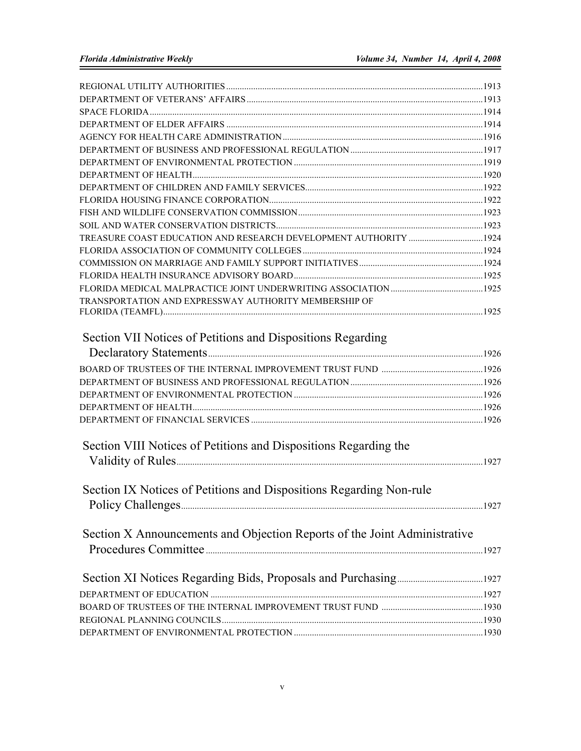REGIONAL UTILITY AUTHORITIES ....1913
DEPARTMENT OF VETERANS' AFFAIRS ....1913
SPACE FLORIDA ....1914
DEPARTMENT OF ELDER AFFAIRS ....1914
AGENCY FOR HEALTH CARE ADMINISTRATION ....1916
DEPARTMENT OF BUSINESS AND PROFESSIONAL REGULATION ....1917
DEPARTMENT OF ENVIRONMENTAL PROTECTION ....1919
DEPARTMENT OF HEALTH ....1920
DEPARTMENT OF CHILDREN AND FAMILY SERVICES ....1922
FLORIDA HOUSING FINANCE CORPORATION ....1922
FISH AND WILDLIFE CONSERVATION COMMISSION ....1923
SOIL AND WATER CONSERVATION DISTRICTS ....1923
TREASURE COAST EDUCATION AND RESEARCH DEVELOPMENT AUTHORITY ....1924
FLORIDA ASSOCIATION OF COMMUNITY COLLEGES ....1924
COMMISSION ON MARRIAGE AND FAMILY SUPPORT INITIATIVES ....1924
FLORIDA HEALTH INSURANCE ADVISORY BOARD ....1925
FLORIDA MEDICAL MALPRACTICE JOINT UNDERWRITING ASSOCIATION ....1925
TRANSPORTATION AND EXPRESSWAY AUTHORITY MEMBERSHIP OF FLORIDA (TEAMFL) ....1925

## Section VII Notices of Petitions and Dispositions Regarding Declaratory Statements ....1926

BOARD OF TRUSTEES OF THE INTERNAL IMPROVEMENT TRUST FUND ....1926
DEPARTMENT OF BUSINESS AND PROFESSIONAL REGULATION ....1926
DEPARTMENT OF ENVIRONMENTAL PROTECTION ....1926
DEPARTMENT OF HEALTH ....1926
DEPARTMENT OF FINANCIAL SERVICES ....1926

## Section VIII Notices of Petitions and Dispositions Regarding the Validity of Rules ....1927

## Section IX Notices of Petitions and Dispositions Regarding Non-rule Policy Challenges ....1927

## Section X Announcements and Objection Reports of the Joint Administrative Procedures Committee ....1927

## Section XI Notices Regarding Bids, Proposals and Purchasing ....1927

DEPARTMENT OF EDUCATION ....1927
BOARD OF TRUSTEES OF THE INTERNAL IMPROVEMENT TRUST FUND ....1930
REGIONAL PLANNING COUNCILS ....1930
DEPARTMENT OF ENVIRONMENTAL PROTECTION ....1930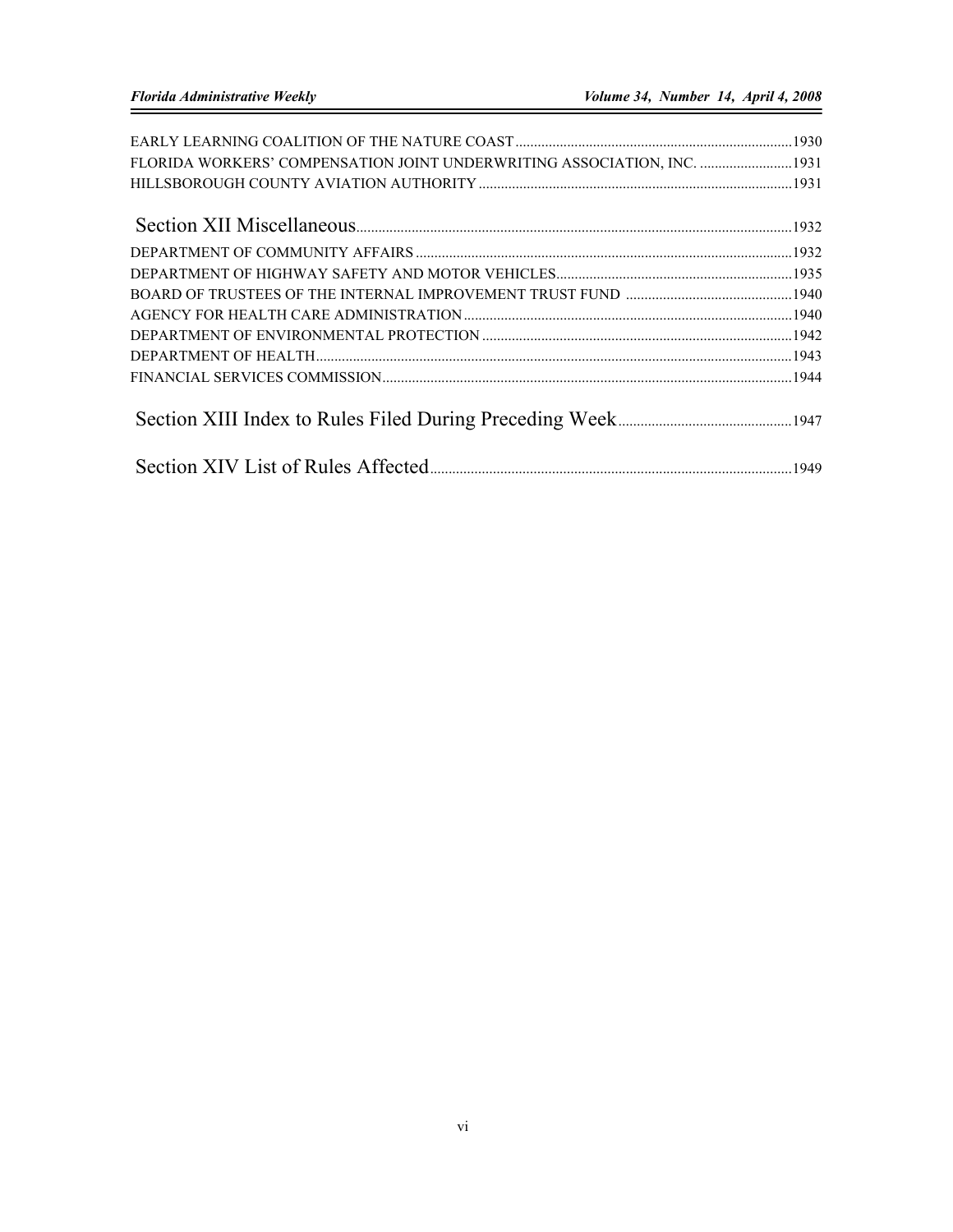EARLY LEARNING COALITION OF THE NATURE COAST ............................................................................1930
FLORIDA WORKERS' COMPENSATION JOINT UNDERWRITING ASSOCIATION, INC. ..........................1931
HILLSBOROUGH COUNTY AVIATION AUTHORITY ......................................................................................1931

## Section XII Miscellaneous........................................................................................................................1932

DEPARTMENT OF COMMUNITY AFFAIRS .......................................................................................................1932
DEPARTMENT OF HIGHWAY SAFETY AND MOTOR VEHICLES................................................................1935
BOARD OF TRUSTEES OF THE INTERNAL IMPROVEMENT TRUST FUND .............................................1940
AGENCY FOR HEALTH CARE ADMINISTRATION..........................................................................................1940
DEPARTMENT OF ENVIRONMENTAL PROTECTION .....................................................................................1942
DEPARTMENT OF HEALTH.................................................................................................................................1943
FINANCIAL SERVICES COMMISSION...............................................................................................................1944

## Section XIII Index to Rules Filed During Preceding Week................................................1947

## Section XIV List of Rules Affected...................................................................................................1949